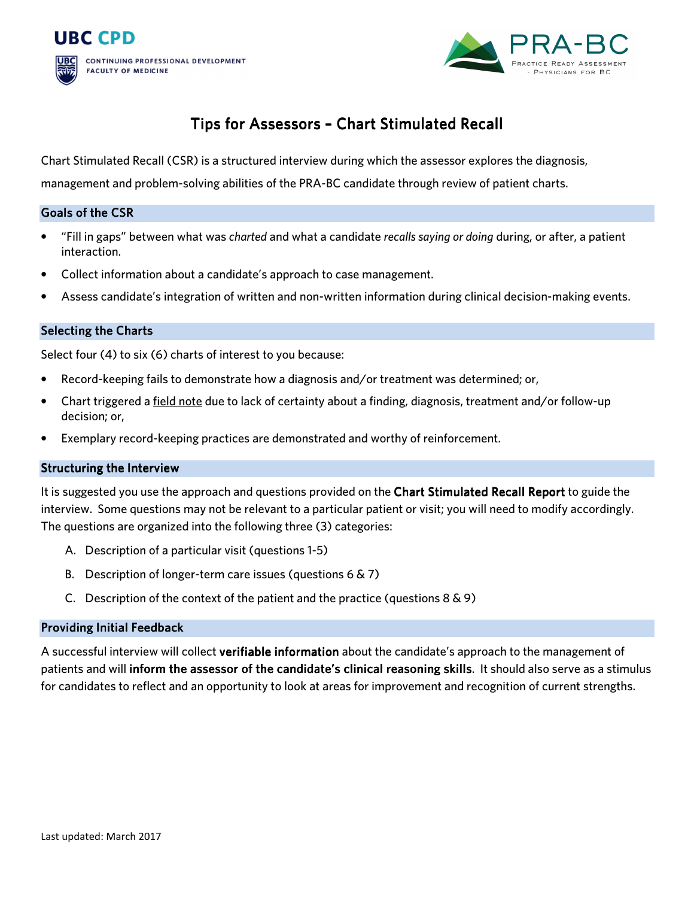UBC CPD

CONTINUING PROFESSIONAL DEVELOPMENT
FACULTY OF MEDICINE

PRA-BC
PRACTICE READY ASSESSMENT - PHYSICIANS FOR BC

# Tips for Assessors – Chart Stimulated Recall

Chart Stimulated Recall (CSR) is a structured interview during which the assessor explores the diagnosis, management and problem-solving abilities of the PRA-BC candidate through review of patient charts.

## Goals of the CSR

- "Fill in gaps" between what was *charted* and what a candidate *recalls saying or doing* during, or after, a patient interaction.
- Collect information about a candidate's approach to case management.
- Assess candidate's integration of written and non-written information during clinical decision-making events.

## Selecting the Charts

Select four (4) to six (6) charts of interest to you because:

- Record-keeping fails to demonstrate how a diagnosis and/or treatment was determined; or,
- Chart triggered a field note due to lack of certainty about a finding, diagnosis, treatment and/or follow-up decision; or,
- Exemplary record-keeping practices are demonstrated and worthy of reinforcement.

## Structuring the Interview

It is suggested you use the approach and questions provided on the **Chart Stimulated Recall Report** to guide the interview. Some questions may not be relevant to a particular patient or visit; you will need to modify accordingly. The questions are organized into the following three (3) categories:

A. Description of a particular visit (questions 1-5)

B. Description of longer-term care issues (questions 6 & 7)

C. Description of the context of the patient and the practice (questions 8 & 9)

## Providing Initial Feedback

A successful interview will collect **verifiable information** about the candidate's approach to the management of patients and will **inform the assessor of the candidate's clinical reasoning skills**. It should also serve as a stimulus for candidates to reflect and an opportunity to look at areas for improvement and recognition of current strengths.

Last updated: March 2017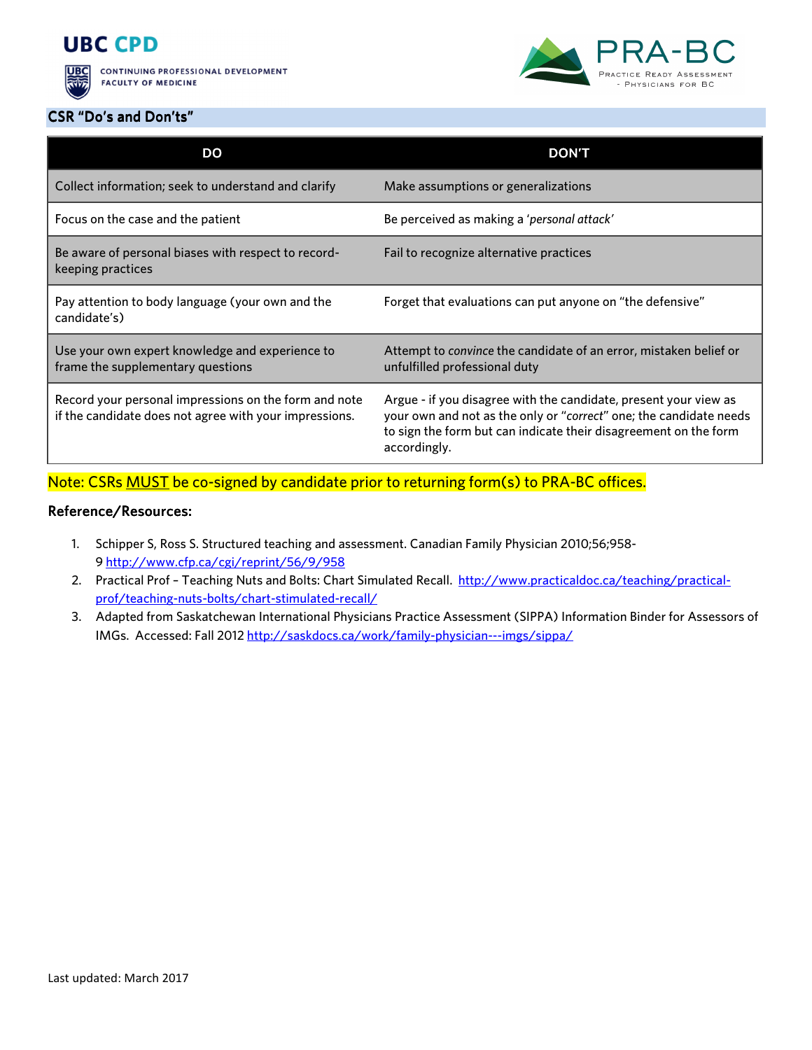## CSR "Do's and Don'ts"

| DO | DON'T |
|---|---|
| Collect information; seek to understand and clarify | Make assumptions or generalizations |
| Focus on the case and the patient | Be perceived as making a '*personal attack*' |
| Be aware of personal biases with respect to record-keeping practices | Fail to recognize alternative practices |
| Pay attention to body language (your own and the candidate's) | Forget that evaluations can put anyone on "the defensive" |
| Use your own expert knowledge and experience to frame the supplementary questions | Attempt to *convince* the candidate of an error, mistaken belief or unfulfilled professional duty |
| Record your personal impressions on the form and note if the candidate does not agree with your impressions. | Argue - if you disagree with the candidate, present your view as your own and not as the only or "*correct*" one; the candidate needs to sign the form but can indicate their disagreement on the form accordingly. |

Note: CSRs MUST be co-signed by candidate prior to returning form(s) to PRA-BC offices.

### Reference/Resources:

1. Schipper S, Ross S. Structured teaching and assessment. Canadian Family Physician 2010;56;958-9 http://www.cfp.ca/cgi/reprint/56/9/958
2. Practical Prof – Teaching Nuts and Bolts: Chart Simulated Recall. http://www.practicaldoc.ca/teaching/practical-prof/teaching-nuts-bolts/chart-stimulated-recall/
3. Adapted from Saskatchewan International Physicians Practice Assessment (SIPPA) Information Binder for Assessors of IMGs. Accessed: Fall 2012 http://saskdocs.ca/work/family-physician---imgs/sippa/

Last updated: March 2017